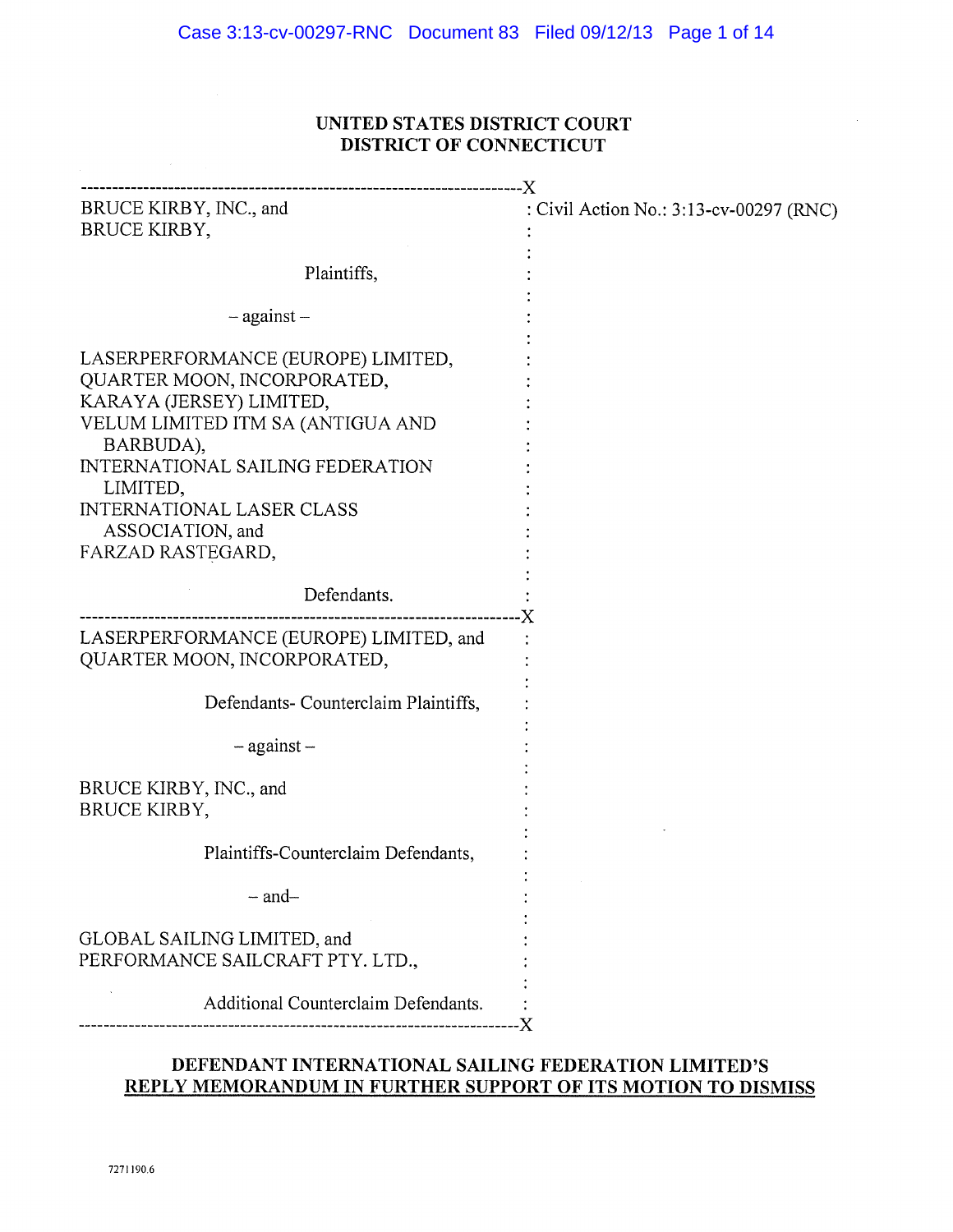**UNITED STATES DISTRICT COURT**
**DISTRICT OF CONNECTICUT**

---

BRUCE KIRBY, INC., and
BRUCE KIRBY,

Plaintiffs,

– against –

LASERPERFORMANCE (EUROPE) LIMITED,
QUARTER MOON, INCORPORATED,
KARAYA (JERSEY) LIMITED,
VELUM LIMITED ITM SA (ANTIGUA AND BARBUDA),
INTERNATIONAL SAILING FEDERATION LIMITED,
INTERNATIONAL LASER CLASS ASSOCIATION, and
FARZAD RASTEGARD,

Defendants.

: Civil Action No.: 3:13-cv-00297 (RNC)

---

LASERPERFORMANCE (EUROPE) LIMITED, and
QUARTER MOON, INCORPORATED,

Defendants- Counterclaim Plaintiffs,

– against –

BRUCE KIRBY, INC., and
BRUCE KIRBY,

Plaintiffs-Counterclaim Defendants,

– and–

GLOBAL SAILING LIMITED, and
PERFORMANCE SAILCRAFT PTY. LTD.,

Additional Counterclaim Defendants.

---

**DEFENDANT INTERNATIONAL SAILING FEDERATION LIMITED'S**
**REPLY MEMORANDUM IN FURTHER SUPPORT OF ITS MOTION TO DISMISS**

7271190.6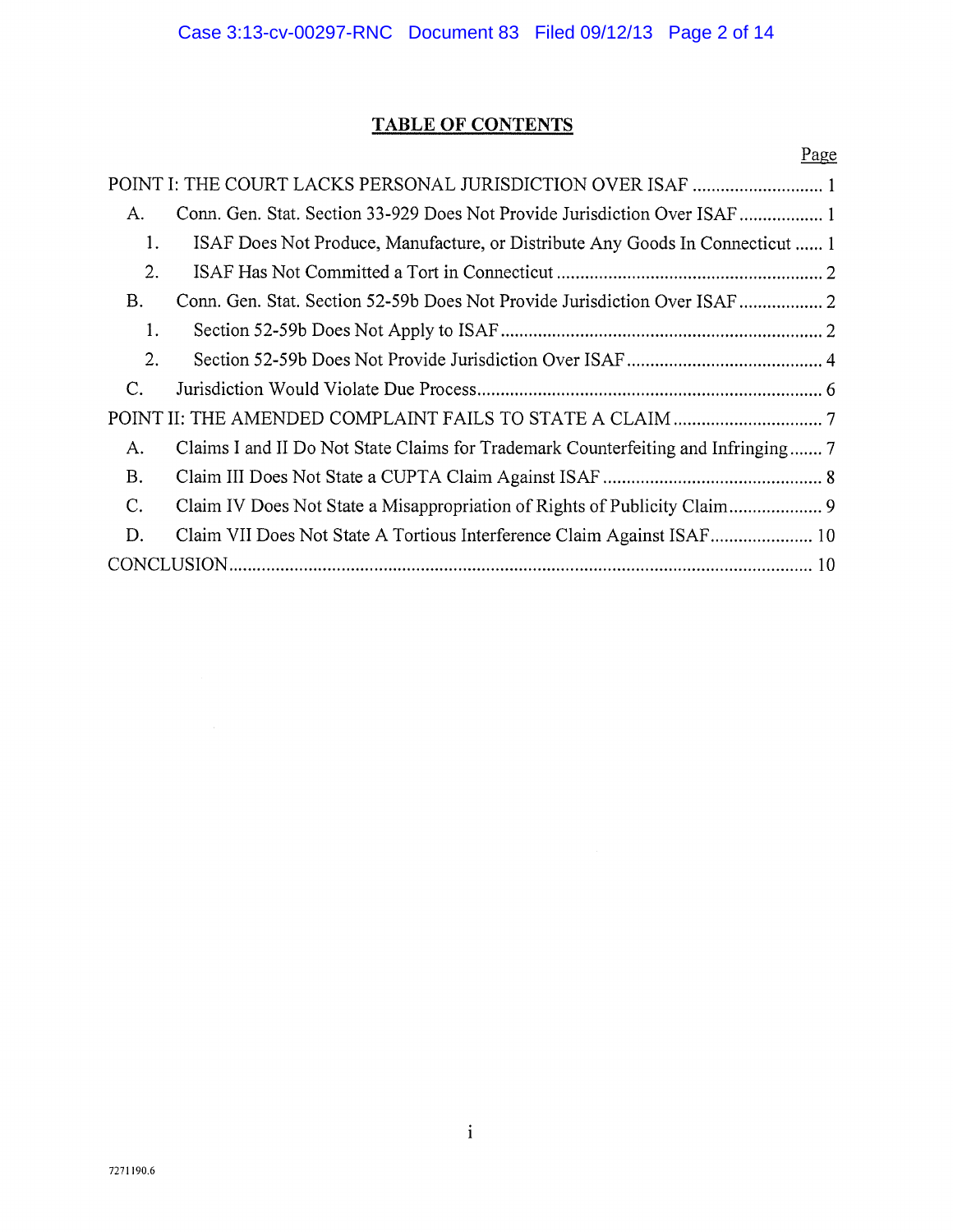## TABLE OF CONTENTS

| | Page |
|---|---|
| POINT I: THE COURT LACKS PERSONAL JURISDICTION OVER ISAF | 1 |
| A. Conn. Gen. Stat. Section 33-929 Does Not Provide Jurisdiction Over ISAF | 1 |
| 1. ISAF Does Not Produce, Manufacture, or Distribute Any Goods In Connecticut | 1 |
| 2. ISAF Has Not Committed a Tort in Connecticut | 2 |
| B. Conn. Gen. Stat. Section 52-59b Does Not Provide Jurisdiction Over ISAF | 2 |
| 1. Section 52-59b Does Not Apply to ISAF | 2 |
| 2. Section 52-59b Does Not Provide Jurisdiction Over ISAF | 4 |
| C. Jurisdiction Would Violate Due Process | 6 |
| POINT II: THE AMENDED COMPLAINT FAILS TO STATE A CLAIM | 7 |
| A. Claims I and II Do Not State Claims for Trademark Counterfeiting and Infringing | 7 |
| B. Claim III Does Not State a CUPTA Claim Against ISAF | 8 |
| C. Claim IV Does Not State a Misappropriation of Rights of Publicity Claim | 9 |
| D. Claim VII Does Not State A Tortious Interference Claim Against ISAF | 10 |
| CONCLUSION | 10 |

7271190.6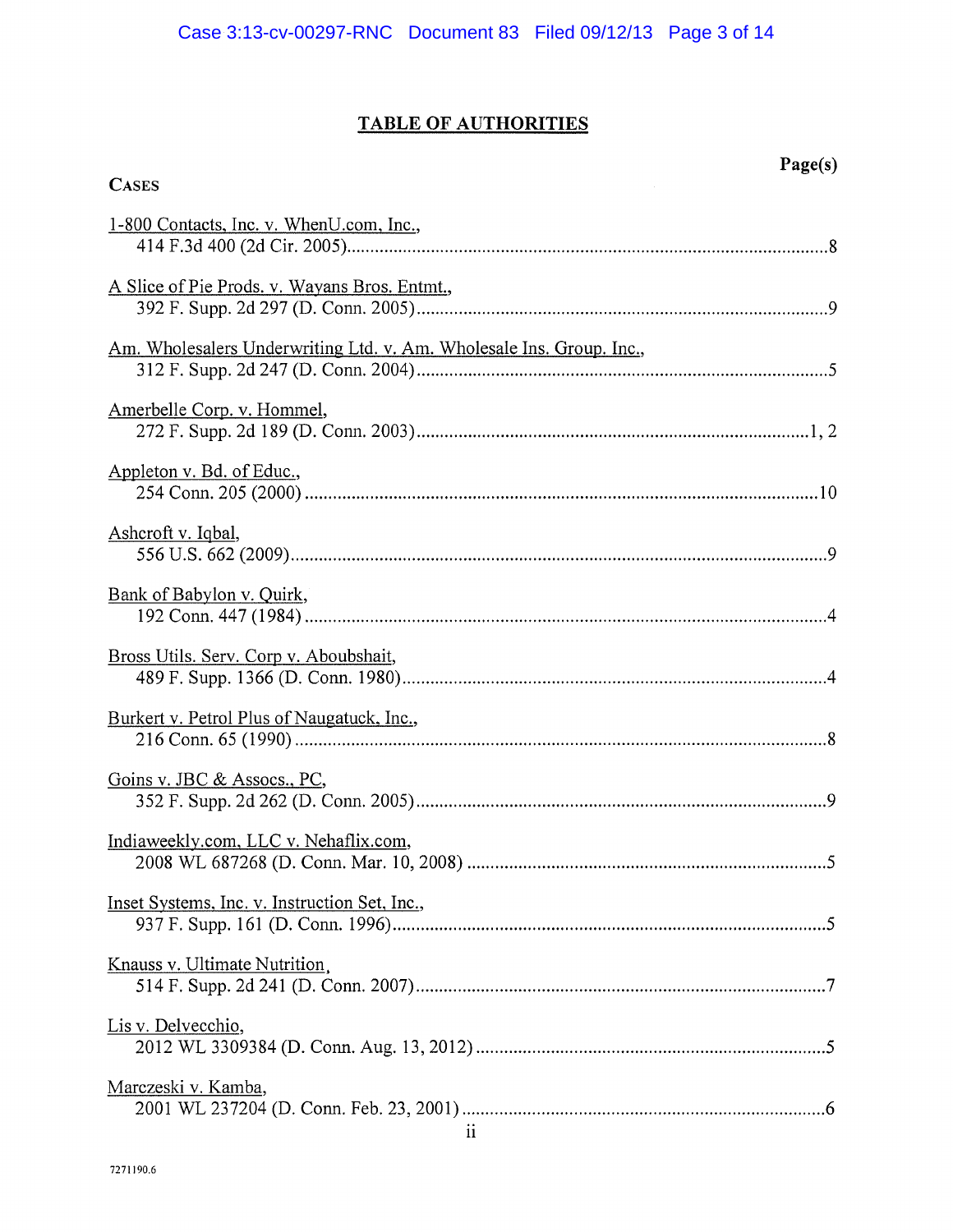## TABLE OF AUTHORITIES

**Page(s)**

**CASES**

1-800 Contacts, Inc. v. WhenU.com, Inc., 414 F.3d 400 (2d Cir. 2005) ... 8

A Slice of Pie Prods. v. Wayans Bros. Entmt., 392 F. Supp. 2d 297 (D. Conn. 2005) ... 9

Am. Wholesalers Underwriting Ltd. v. Am. Wholesale Ins. Group. Inc., 312 F. Supp. 2d 247 (D. Conn. 2004) ... 5

Amerbelle Corp. v. Hommel, 272 F. Supp. 2d 189 (D. Conn. 2003) ... 1, 2

Appleton v. Bd. of Educ., 254 Conn. 205 (2000) ... 10

Ashcroft v. Iqbal, 556 U.S. 662 (2009) ... 9

Bank of Babylon v. Quirk, 192 Conn. 447 (1984) ... 4

Bross Utils. Serv. Corp v. Aboubshait, 489 F. Supp. 1366 (D. Conn. 1980) ... 4

Burkert v. Petrol Plus of Naugatuck, Inc., 216 Conn. 65 (1990) ... 8

Goins v. JBC & Assocs., PC, 352 F. Supp. 2d 262 (D. Conn. 2005) ... 9

Indiaweekly.com, LLC v. Nehaflix.com, 2008 WL 687268 (D. Conn. Mar. 10, 2008) ... 5

Inset Systems, Inc. v. Instruction Set, Inc., 937 F. Supp. 161 (D. Conn. 1996) ... 5

Knauss v. Ultimate Nutrition, 514 F. Supp. 2d 241 (D. Conn. 2007) ... 7

Lis v. Delvecchio, 2012 WL 3309384 (D. Conn. Aug. 13, 2012) ... 5

Marczeski v. Kamba, 2001 WL 237204 (D. Conn. Feb. 23, 2001) ... 6

7271190.6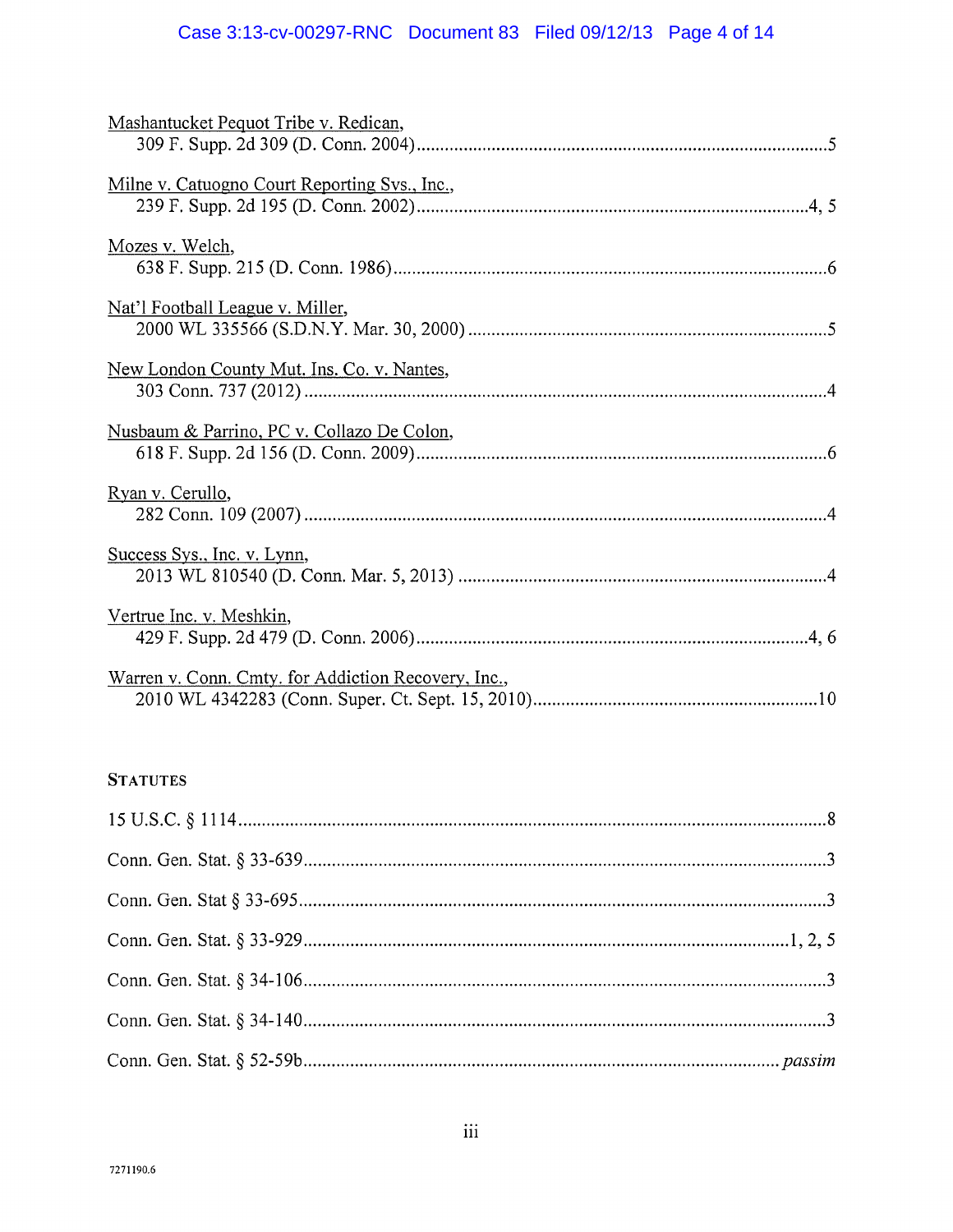Mashantucket Pequot Tribe v. Redican,
309 F. Supp. 2d 309 (D. Conn. 2004)........................................................................................5

Milne v. Catuogno Court Reporting Svs., Inc.,
239 F. Supp. 2d 195 (D. Conn. 2002)...................................................................................4, 5

Mozes v. Welch,
638 F. Supp. 215 (D. Conn. 1986)............................................................................................6

Nat'l Football League v. Miller,
2000 WL 335566 (S.D.N.Y. Mar. 30, 2000) ............................................................................5

New London County Mut. Ins. Co. v. Nantes,
303 Conn. 737 (2012) ...............................................................................................................4

Nusbaum & Parrino, PC v. Collazo De Colon,
618 F. Supp. 2d 156 (D. Conn. 2009)........................................................................................6

Ryan v. Cerullo,
282 Conn. 109 (2007) ...............................................................................................................4

Success Sys., Inc. v. Lynn,
2013 WL 810540 (D. Conn. Mar. 5, 2013) ..............................................................................4

Vertrue Inc. v. Meshkin,
429 F. Supp. 2d 479 (D. Conn. 2006)...................................................................................4, 6

Warren v. Conn. Cmty. for Addiction Recovery, Inc.,
2010 WL 4342283 (Conn. Super. Ct. Sept. 15, 2010)............................................................10

## STATUTES

15 U.S.C. § 1114..........................................................................................................................8

Conn. Gen. Stat. § 33-639.............................................................................................................3

Conn. Gen. Stat § 33-695...............................................................................................................3

Conn. Gen. Stat. § 33-929.......................................................................................................1, 2, 5

Conn. Gen. Stat. § 34-106..............................................................................................................3

Conn. Gen. Stat. § 34-140..............................................................................................................3

Conn. Gen. Stat. § 52-59b.................................................................................................... *passim*

7271190.6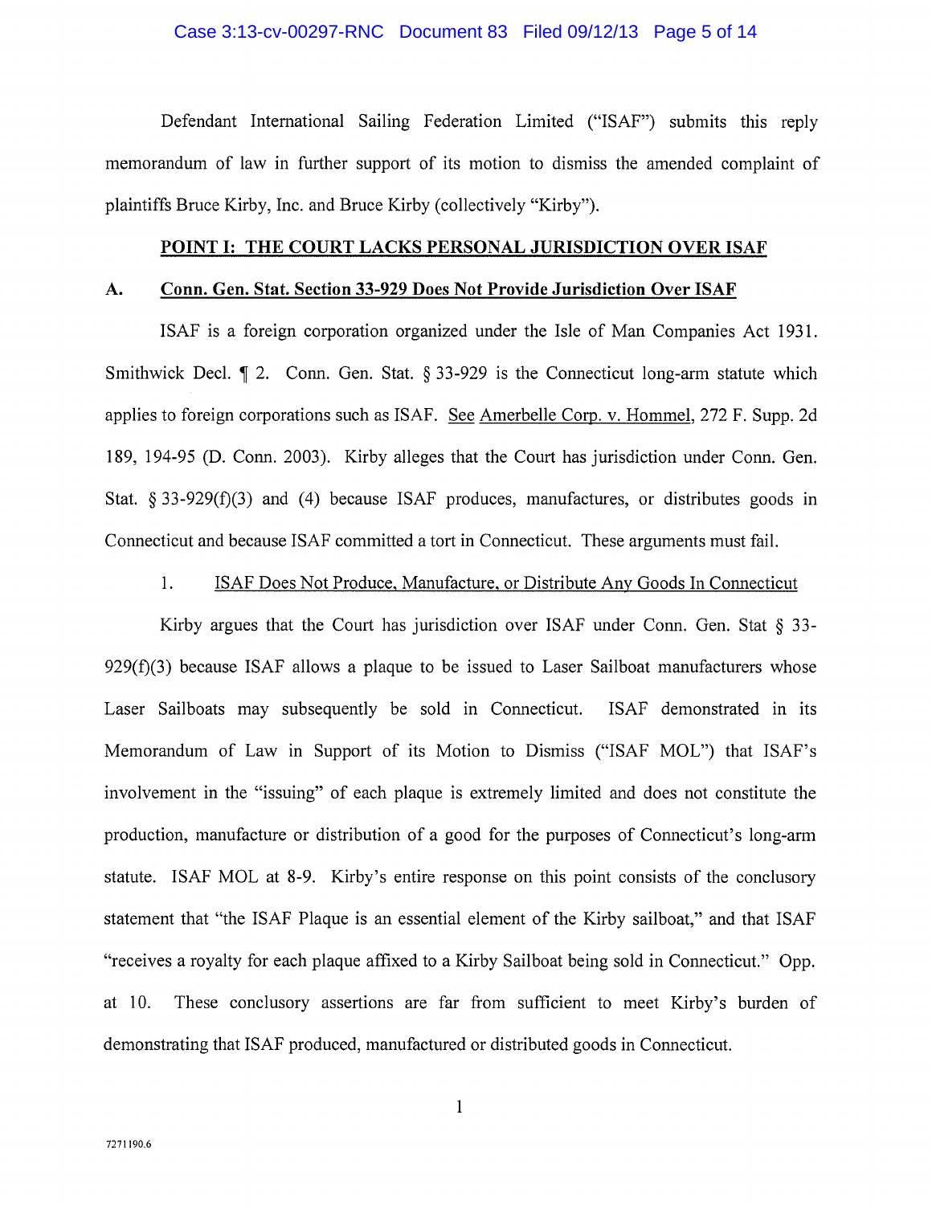Defendant International Sailing Federation Limited ("ISAF") submits this reply memorandum of law in further support of its motion to dismiss the amended complaint of plaintiffs Bruce Kirby, Inc. and Bruce Kirby (collectively "Kirby").

## POINT I: THE COURT LACKS PERSONAL JURISDICTION OVER ISAF

### A. Conn. Gen. Stat. Section 33-929 Does Not Provide Jurisdiction Over ISAF

ISAF is a foreign corporation organized under the Isle of Man Companies Act 1931. Smithwick Decl. ¶ 2. Conn. Gen. Stat. § 33-929 is the Connecticut long-arm statute which applies to foreign corporations such as ISAF. See Amerbelle Corp. v. Hommel, 272 F. Supp. 2d 189, 194-95 (D. Conn. 2003). Kirby alleges that the Court has jurisdiction under Conn. Gen. Stat. § 33-929(f)(3) and (4) because ISAF produces, manufactures, or distributes goods in Connecticut and because ISAF committed a tort in Connecticut. These arguments must fail.

#### 1. ISAF Does Not Produce, Manufacture, or Distribute Any Goods In Connecticut

Kirby argues that the Court has jurisdiction over ISAF under Conn. Gen. Stat § 33-929(f)(3) because ISAF allows a plaque to be issued to Laser Sailboat manufacturers whose Laser Sailboats may subsequently be sold in Connecticut. ISAF demonstrated in its Memorandum of Law in Support of its Motion to Dismiss ("ISAF MOL") that ISAF's involvement in the "issuing" of each plaque is extremely limited and does not constitute the production, manufacture or distribution of a good for the purposes of Connecticut's long-arm statute. ISAF MOL at 8-9. Kirby's entire response on this point consists of the conclusory statement that "the ISAF Plaque is an essential element of the Kirby sailboat," and that ISAF "receives a royalty for each plaque affixed to a Kirby Sailboat being sold in Connecticut." Opp. at 10. These conclusory assertions are far from sufficient to meet Kirby's burden of demonstrating that ISAF produced, manufactured or distributed goods in Connecticut.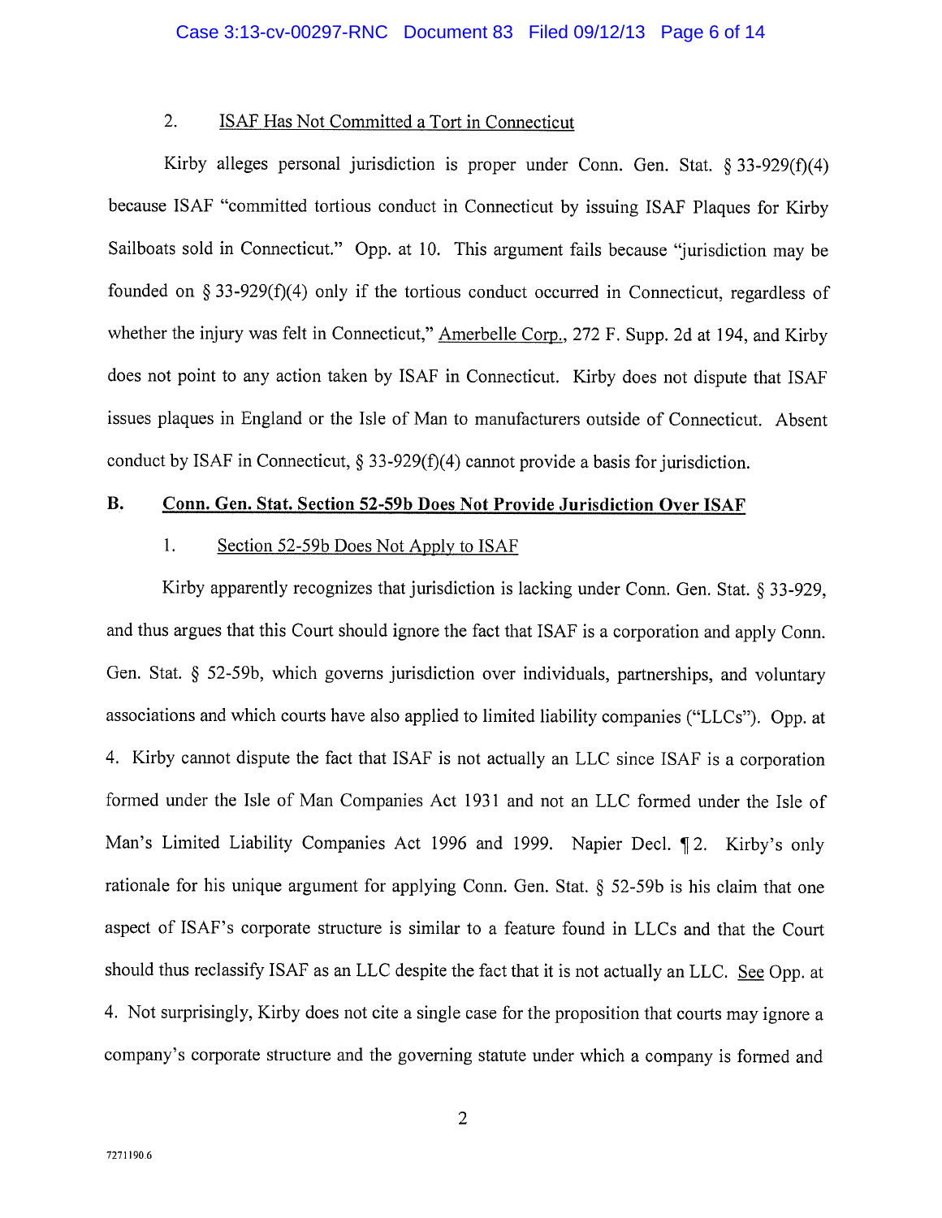2. <u>ISAF Has Not Committed a Tort in Connecticut</u>

Kirby alleges personal jurisdiction is proper under Conn. Gen. Stat. § 33-929(f)(4) because ISAF "committed tortious conduct in Connecticut by issuing ISAF Plaques for Kirby Sailboats sold in Connecticut." Opp. at 10. This argument fails because "jurisdiction may be founded on § 33-929(f)(4) only if the tortious conduct occurred in Connecticut, regardless of whether the injury was felt in Connecticut," <u>Amerbelle Corp.</u>, 272 F. Supp. 2d at 194, and Kirby does not point to any action taken by ISAF in Connecticut. Kirby does not dispute that ISAF issues plaques in England or the Isle of Man to manufacturers outside of Connecticut. Absent conduct by ISAF in Connecticut, § 33-929(f)(4) cannot provide a basis for jurisdiction.

**B. <u>Conn. Gen. Stat. Section 52-59b Does Not Provide Jurisdiction Over ISAF</u>**

1. <u>Section 52-59b Does Not Apply to ISAF</u>

Kirby apparently recognizes that jurisdiction is lacking under Conn. Gen. Stat. § 33-929, and thus argues that this Court should ignore the fact that ISAF is a corporation and apply Conn. Gen. Stat. § 52-59b, which governs jurisdiction over individuals, partnerships, and voluntary associations and which courts have also applied to limited liability companies ("LLCs"). Opp. at 4. Kirby cannot dispute the fact that ISAF is not actually an LLC since ISAF is a corporation formed under the Isle of Man Companies Act 1931 and not an LLC formed under the Isle of Man's Limited Liability Companies Act 1996 and 1999. Napier Decl. ¶ 2. Kirby's only rationale for his unique argument for applying Conn. Gen. Stat. § 52-59b is his claim that one aspect of ISAF's corporate structure is similar to a feature found in LLCs and that the Court should thus reclassify ISAF as an LLC despite the fact that it is not actually an LLC. <u>See</u> Opp. at 4. Not surprisingly, Kirby does not cite a single case for the proposition that courts may ignore a company's corporate structure and the governing statute under which a company is formed and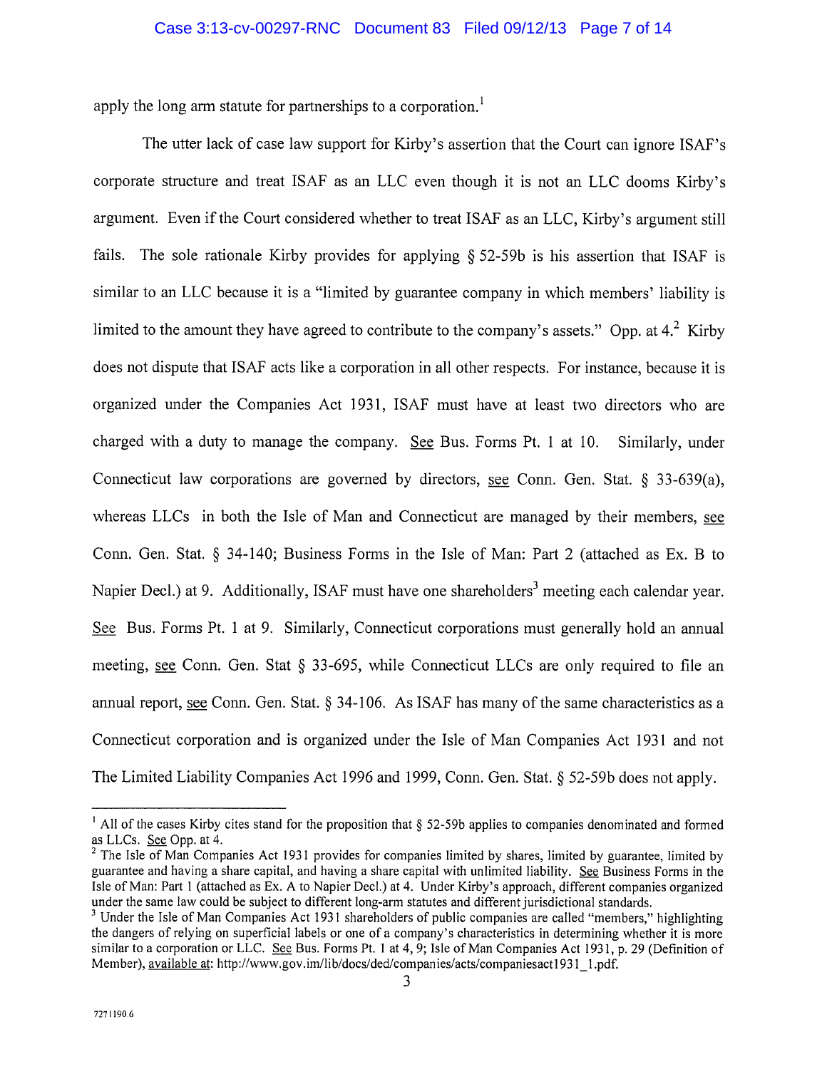apply the long arm statute for partnerships to a corporation.[1]

The utter lack of case law support for Kirby's assertion that the Court can ignore ISAF's corporate structure and treat ISAF as an LLC even though it is not an LLC dooms Kirby's argument. Even if the Court considered whether to treat ISAF as an LLC, Kirby's argument still fails. The sole rationale Kirby provides for applying § 52-59b is his assertion that ISAF is similar to an LLC because it is a "limited by guarantee company in which members' liability is limited to the amount they have agreed to contribute to the company's assets." Opp. at 4.[2] Kirby does not dispute that ISAF acts like a corporation in all other respects. For instance, because it is organized under the Companies Act 1931, ISAF must have at least two directors who are charged with a duty to manage the company. See Bus. Forms Pt. 1 at 10. Similarly, under Connecticut law corporations are governed by directors, see Conn. Gen. Stat. § 33-639(a), whereas LLCs in both the Isle of Man and Connecticut are managed by their members, see Conn. Gen. Stat. § 34-140; Business Forms in the Isle of Man: Part 2 (attached as Ex. B to Napier Decl.) at 9. Additionally, ISAF must have one shareholders[3] meeting each calendar year. See Bus. Forms Pt. 1 at 9. Similarly, Connecticut corporations must generally hold an annual meeting, see Conn. Gen. Stat § 33-695, while Connecticut LLCs are only required to file an annual report, see Conn. Gen. Stat. § 34-106. As ISAF has many of the same characteristics as a Connecticut corporation and is organized under the Isle of Man Companies Act 1931 and not The Limited Liability Companies Act 1996 and 1999, Conn. Gen. Stat. § 52-59b does not apply.

---

[1] All of the cases Kirby cites stand for the proposition that § 52-59b applies to companies denominated and formed as LLCs. See Opp. at 4.

[2] The Isle of Man Companies Act 1931 provides for companies limited by shares, limited by guarantee, limited by guarantee and having a share capital, and having a share capital with unlimited liability. See Business Forms in the Isle of Man: Part 1 (attached as Ex. A to Napier Decl.) at 4. Under Kirby's approach, different companies organized under the same law could be subject to different long-arm statutes and different jurisdictional standards.

[3] Under the Isle of Man Companies Act 1931 shareholders of public companies are called "members," highlighting the dangers of relying on superficial labels or one of a company's characteristics in determining whether it is more similar to a corporation or LLC. See Bus. Forms Pt. 1 at 4, 9; Isle of Man Companies Act 1931, p. 29 (Definition of Member), available at: http://www.gov.im/lib/docs/ded/companies/acts/companiesact1931_1.pdf.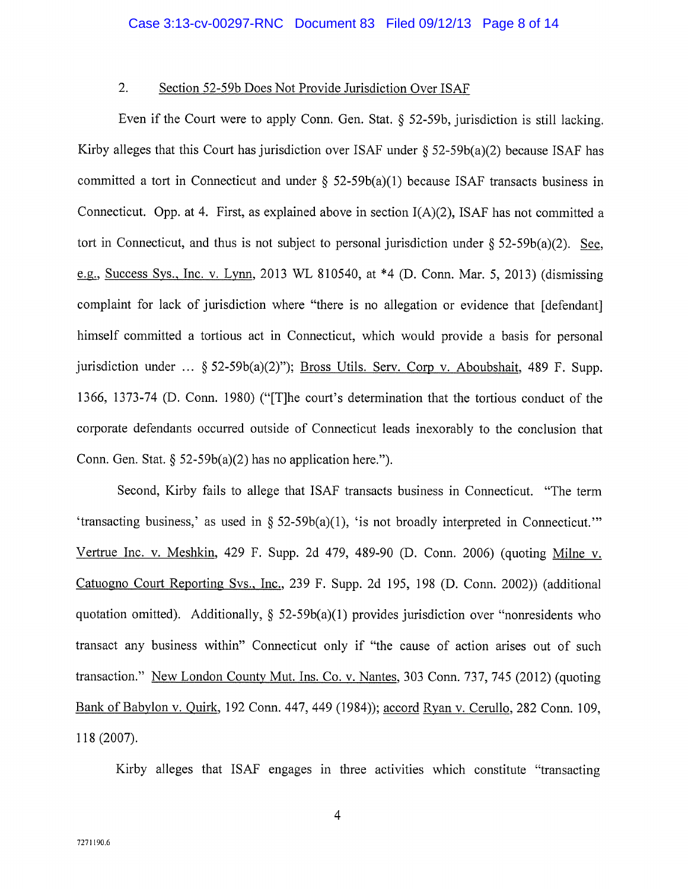## 2. Section 52-59b Does Not Provide Jurisdiction Over ISAF

Even if the Court were to apply Conn. Gen. Stat. § 52-59b, jurisdiction is still lacking. Kirby alleges that this Court has jurisdiction over ISAF under § 52-59b(a)(2) because ISAF has committed a tort in Connecticut and under § 52-59b(a)(1) because ISAF transacts business in Connecticut. Opp. at 4. First, as explained above in section I(A)(2), ISAF has not committed a tort in Connecticut, and thus is not subject to personal jurisdiction under § 52-59b(a)(2). See, e.g., Success Sys., Inc. v. Lynn, 2013 WL 810540, at *4 (D. Conn. Mar. 5, 2013) (dismissing complaint for lack of jurisdiction where "there is no allegation or evidence that [defendant] himself committed a tortious act in Connecticut, which would provide a basis for personal jurisdiction under … § 52-59b(a)(2)"); Bross Utils. Serv. Corp v. Aboubshait, 489 F. Supp. 1366, 1373-74 (D. Conn. 1980) ("[T]he court's determination that the tortious conduct of the corporate defendants occurred outside of Connecticut leads inexorably to the conclusion that Conn. Gen. Stat. § 52-59b(a)(2) has no application here.").

Second, Kirby fails to allege that ISAF transacts business in Connecticut. "The term 'transacting business,' as used in § 52-59b(a)(1), 'is not broadly interpreted in Connecticut.'" Vertrue Inc. v. Meshkin, 429 F. Supp. 2d 479, 489-90 (D. Conn. 2006) (quoting Milne v. Catuogno Court Reporting Svs., Inc., 239 F. Supp. 2d 195, 198 (D. Conn. 2002)) (additional quotation omitted). Additionally, § 52-59b(a)(1) provides jurisdiction over "nonresidents who transact any business within" Connecticut only if "the cause of action arises out of such transaction." New London County Mut. Ins. Co. v. Nantes, 303 Conn. 737, 745 (2012) (quoting Bank of Babylon v. Quirk, 192 Conn. 447, 449 (1984)); accord Ryan v. Cerullo, 282 Conn. 109, 118 (2007).

Kirby alleges that ISAF engages in three activities which constitute "transacting

7271190.6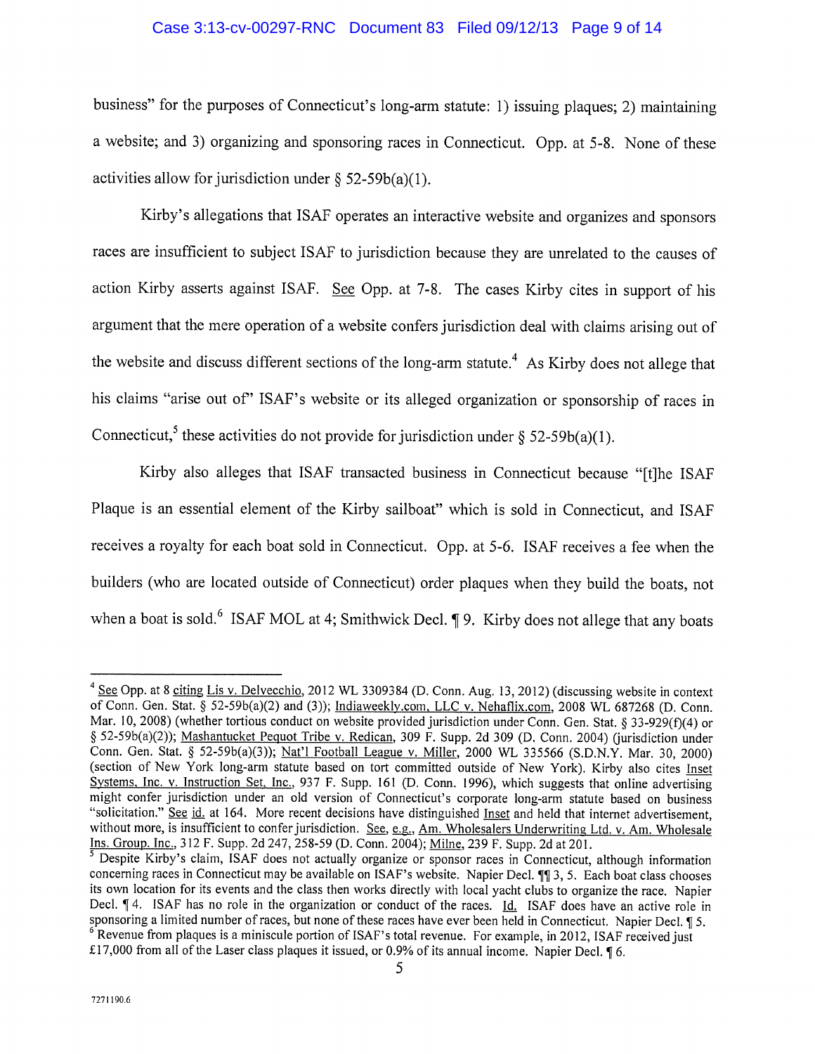business" for the purposes of Connecticut's long-arm statute: 1) issuing plaques; 2) maintaining a website; and 3) organizing and sponsoring races in Connecticut. Opp. at 5-8. None of these activities allow for jurisdiction under § 52-59b(a)(1).

Kirby's allegations that ISAF operates an interactive website and organizes and sponsors races are insufficient to subject ISAF to jurisdiction because they are unrelated to the causes of action Kirby asserts against ISAF. See Opp. at 7-8. The cases Kirby cites in support of his argument that the mere operation of a website confers jurisdiction deal with claims arising out of the website and discuss different sections of the long-arm statute.[4] As Kirby does not allege that his claims "arise out of" ISAF's website or its alleged organization or sponsorship of races in Connecticut,[5] these activities do not provide for jurisdiction under § 52-59b(a)(1).

Kirby also alleges that ISAF transacted business in Connecticut because "[t]he ISAF Plaque is an essential element of the Kirby sailboat" which is sold in Connecticut, and ISAF receives a royalty for each boat sold in Connecticut. Opp. at 5-6. ISAF receives a fee when the builders (who are located outside of Connecticut) order plaques when they build the boats, not when a boat is sold.[6] ISAF MOL at 4; Smithwick Decl. ¶ 9. Kirby does not allege that any boats

---

[4] See Opp. at 8 citing Lis v. Delvecchio, 2012 WL 3309384 (D. Conn. Aug. 13, 2012) (discussing website in context of Conn. Gen. Stat. § 52-59b(a)(2) and (3)); Indiaweekly.com, LLC v. Nehaflix.com, 2008 WL 687268 (D. Conn. Mar. 10, 2008) (whether tortious conduct on website provided jurisdiction under Conn. Gen. Stat. § 33-929(f)(4) or § 52-59b(a)(2)); Mashantucket Pequot Tribe v. Redican, 309 F. Supp. 2d 309 (D. Conn. 2004) (jurisdiction under Conn. Gen. Stat. § 52-59b(a)(3)); Nat'l Football League v. Miller, 2000 WL 335566 (S.D.N.Y. Mar. 30, 2000) (section of New York long-arm statute based on tort committed outside of New York). Kirby also cites Inset Systems, Inc. v. Instruction Set, Inc., 937 F. Supp. 161 (D. Conn. 1996), which suggests that online advertising might confer jurisdiction under an old version of Connecticut's corporate long-arm statute based on business "solicitation." See id. at 164. More recent decisions have distinguished Inset and held that internet advertisement, without more, is insufficient to confer jurisdiction. See, e.g., Am. Wholesalers Underwriting Ltd. v. Am. Wholesale Ins. Group, Inc., 312 F. Supp. 2d 247, 258-59 (D. Conn. 2004); Milne, 239 F. Supp. 2d at 201.

[5] Despite Kirby's claim, ISAF does not actually organize or sponsor races in Connecticut, although information concerning races in Connecticut may be available on ISAF's website. Napier Decl. ¶¶ 3, 5. Each boat class chooses its own location for its events and the class then works directly with local yacht clubs to organize the race. Napier Decl. ¶ 4. ISAF has no role in the organization or conduct of the races. Id. ISAF does have an active role in sponsoring a limited number of races, but none of these races have ever been held in Connecticut. Napier Decl. ¶ 5.

[6] Revenue from plaques is a miniscule portion of ISAF's total revenue. For example, in 2012, ISAF received just £17,000 from all of the Laser class plaques it issued, or 0.9% of its annual income. Napier Decl. ¶ 6.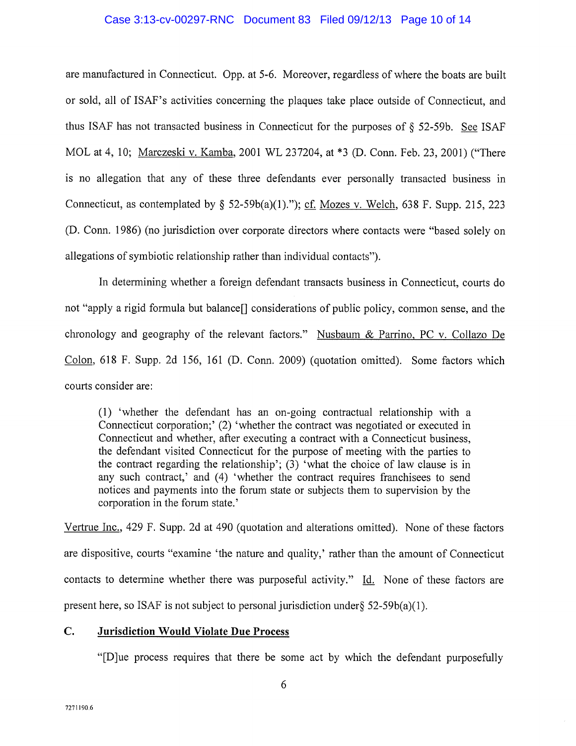are manufactured in Connecticut. Opp. at 5-6. Moreover, regardless of where the boats are built or sold, all of ISAF's activities concerning the plaques take place outside of Connecticut, and thus ISAF has not transacted business in Connecticut for the purposes of § 52-59b. See ISAF MOL at 4, 10; Marczeski v. Kamba, 2001 WL 237204, at *3 (D. Conn. Feb. 23, 2001) ("There is no allegation that any of these three defendants ever personally transacted business in Connecticut, as contemplated by § 52-59b(a)(1)."); cf. Mozes v. Welch, 638 F. Supp. 215, 223 (D. Conn. 1986) (no jurisdiction over corporate directors where contacts were "based solely on allegations of symbiotic relationship rather than individual contacts").

In determining whether a foreign defendant transacts business in Connecticut, courts do not "apply a rigid formula but balance[] considerations of public policy, common sense, and the chronology and geography of the relevant factors." Nusbaum & Parrino, PC v. Collazo De Colon, 618 F. Supp. 2d 156, 161 (D. Conn. 2009) (quotation omitted). Some factors which courts consider are:

> (1) 'whether the defendant has an on-going contractual relationship with a Connecticut corporation;' (2) 'whether the contract was negotiated or executed in Connecticut and whether, after executing a contract with a Connecticut business, the defendant visited Connecticut for the purpose of meeting with the parties to the contract regarding the relationship'; (3) 'what the choice of law clause is in any such contract,' and (4) 'whether the contract requires franchisees to send notices and payments into the forum state or subjects them to supervision by the corporation in the forum state.'

Vertrue Inc., 429 F. Supp. 2d at 490 (quotation and alterations omitted). None of these factors are dispositive, courts "examine 'the nature and quality,' rather than the amount of Connecticut contacts to determine whether there was purposeful activity." Id. None of these factors are present here, so ISAF is not subject to personal jurisdiction under§ 52-59b(a)(1).

### C. Jurisdiction Would Violate Due Process

"[D]ue process requires that there be some act by which the defendant purposefully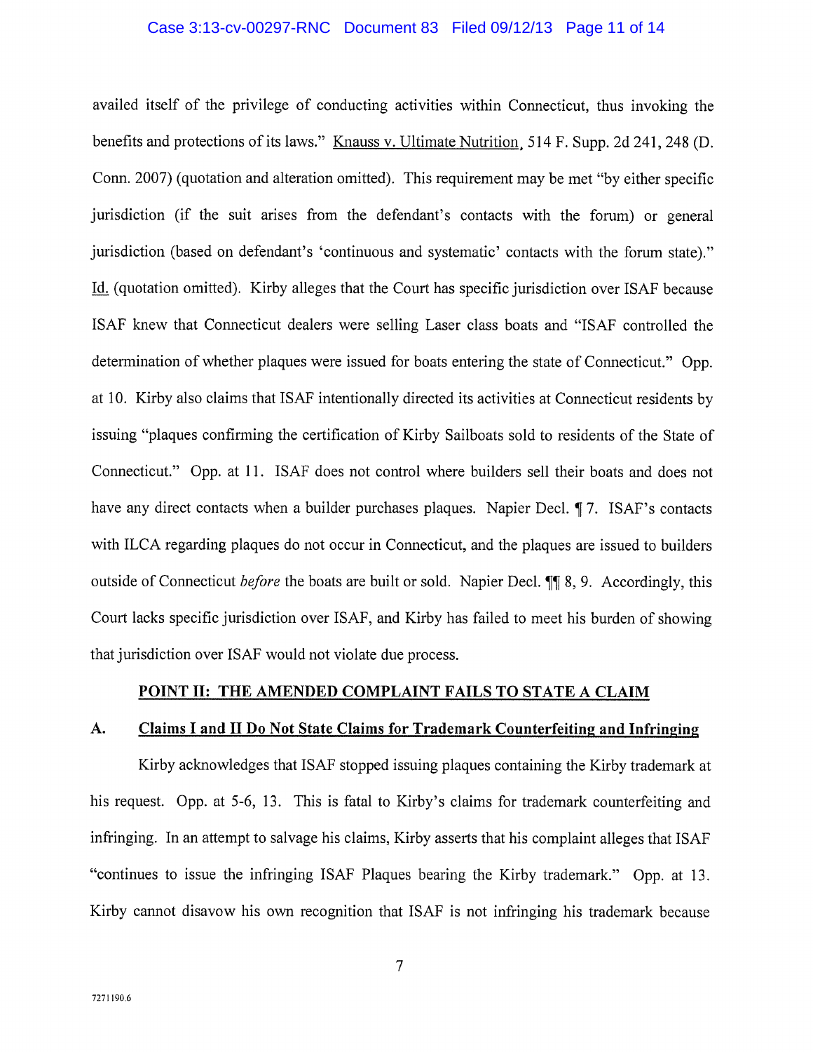availed itself of the privilege of conducting activities within Connecticut, thus invoking the benefits and protections of its laws." Knauss v. Ultimate Nutrition, 514 F. Supp. 2d 241, 248 (D. Conn. 2007) (quotation and alteration omitted). This requirement may be met "by either specific jurisdiction (if the suit arises from the defendant's contacts with the forum) or general jurisdiction (based on defendant's 'continuous and systematic' contacts with the forum state)." Id. (quotation omitted). Kirby alleges that the Court has specific jurisdiction over ISAF because ISAF knew that Connecticut dealers were selling Laser class boats and "ISAF controlled the determination of whether plaques were issued for boats entering the state of Connecticut." Opp. at 10. Kirby also claims that ISAF intentionally directed its activities at Connecticut residents by issuing "plaques confirming the certification of Kirby Sailboats sold to residents of the State of Connecticut." Opp. at 11. ISAF does not control where builders sell their boats and does not have any direct contacts when a builder purchases plaques. Napier Decl. ¶ 7. ISAF's contacts with ILCA regarding plaques do not occur in Connecticut, and the plaques are issued to builders outside of Connecticut *before* the boats are built or sold. Napier Decl. ¶¶ 8, 9. Accordingly, this Court lacks specific jurisdiction over ISAF, and Kirby has failed to meet his burden of showing that jurisdiction over ISAF would not violate due process.

## POINT II: THE AMENDED COMPLAINT FAILS TO STATE A CLAIM

### A. Claims I and II Do Not State Claims for Trademark Counterfeiting and Infringing

Kirby acknowledges that ISAF stopped issuing plaques containing the Kirby trademark at his request. Opp. at 5-6, 13. This is fatal to Kirby's claims for trademark counterfeiting and infringing. In an attempt to salvage his claims, Kirby asserts that his complaint alleges that ISAF "continues to issue the infringing ISAF Plaques bearing the Kirby trademark." Opp. at 13. Kirby cannot disavow his own recognition that ISAF is not infringing his trademark because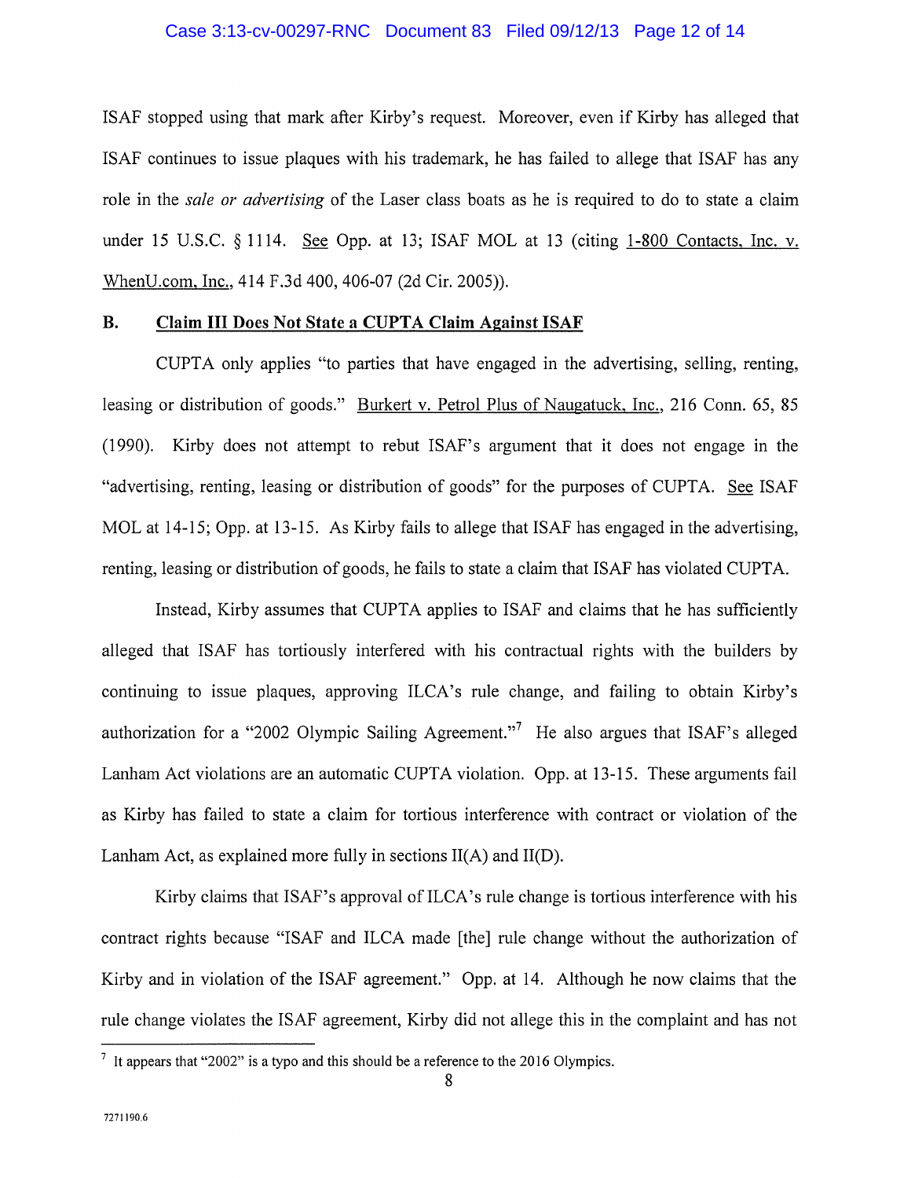ISAF stopped using that mark after Kirby's request. Moreover, even if Kirby has alleged that ISAF continues to issue plaques with his trademark, he has failed to allege that ISAF has any role in the *sale or advertising* of the Laser class boats as he is required to do to state a claim under 15 U.S.C. § 1114. See Opp. at 13; ISAF MOL at 13 (citing 1-800 Contacts, Inc. v. WhenU.com, Inc., 414 F.3d 400, 406-07 (2d Cir. 2005)).

## B. Claim III Does Not State a CUPTA Claim Against ISAF

CUPTA only applies "to parties that have engaged in the advertising, selling, renting, leasing or distribution of goods." Burkert v. Petrol Plus of Naugatuck, Inc., 216 Conn. 65, 85 (1990). Kirby does not attempt to rebut ISAF's argument that it does not engage in the "advertising, renting, leasing or distribution of goods" for the purposes of CUPTA. See ISAF MOL at 14-15; Opp. at 13-15. As Kirby fails to allege that ISAF has engaged in the advertising, renting, leasing or distribution of goods, he fails to state a claim that ISAF has violated CUPTA.

Instead, Kirby assumes that CUPTA applies to ISAF and claims that he has sufficiently alleged that ISAF has tortiously interfered with his contractual rights with the builders by continuing to issue plaques, approving ILCA's rule change, and failing to obtain Kirby's authorization for a "2002 Olympic Sailing Agreement."[7] He also argues that ISAF's alleged Lanham Act violations are an automatic CUPTA violation. Opp. at 13-15. These arguments fail as Kirby has failed to state a claim for tortious interference with contract or violation of the Lanham Act, as explained more fully in sections II(A) and II(D).

Kirby claims that ISAF's approval of ILCA's rule change is tortious interference with his contract rights because "ISAF and ILCA made [the] rule change without the authorization of Kirby and in violation of the ISAF agreement." Opp. at 14. Although he now claims that the rule change violates the ISAF agreement, Kirby did not allege this in the complaint and has not

---

[7] It appears that "2002" is a typo and this should be a reference to the 2016 Olympics.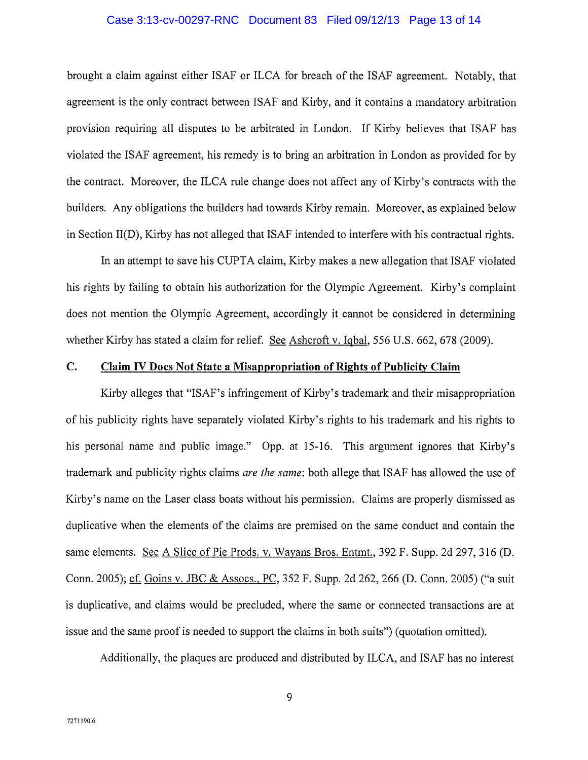brought a claim against either ISAF or ILCA for breach of the ISAF agreement. Notably, that agreement is the only contract between ISAF and Kirby, and it contains a mandatory arbitration provision requiring all disputes to be arbitrated in London. If Kirby believes that ISAF has violated the ISAF agreement, his remedy is to bring an arbitration in London as provided for by the contract. Moreover, the ILCA rule change does not affect any of Kirby's contracts with the builders. Any obligations the builders had towards Kirby remain. Moreover, as explained below in Section II(D), Kirby has not alleged that ISAF intended to interfere with his contractual rights.

In an attempt to save his CUPTA claim, Kirby makes a new allegation that ISAF violated his rights by failing to obtain his authorization for the Olympic Agreement. Kirby's complaint does not mention the Olympic Agreement, accordingly it cannot be considered in determining whether Kirby has stated a claim for relief. See Ashcroft v. Iqbal, 556 U.S. 662, 678 (2009).

## C. Claim IV Does Not State a Misappropriation of Rights of Publicity Claim

Kirby alleges that "ISAF's infringement of Kirby's trademark and their misappropriation of his publicity rights have separately violated Kirby's rights to his trademark and his rights to his personal name and public image." Opp. at 15-16. This argument ignores that Kirby's trademark and publicity rights claims *are the same*: both allege that ISAF has allowed the use of Kirby's name on the Laser class boats without his permission. Claims are properly dismissed as duplicative when the elements of the claims are premised on the same conduct and contain the same elements. See A Slice of Pie Prods. v. Wayans Bros. Entmt., 392 F. Supp. 2d 297, 316 (D. Conn. 2005); cf. Goins v. JBC & Assocs., PC, 352 F. Supp. 2d 262, 266 (D. Conn. 2005) ("a suit is duplicative, and claims would be precluded, where the same or connected transactions are at issue and the same proof is needed to support the claims in both suits") (quotation omitted).

Additionally, the plaques are produced and distributed by ILCA, and ISAF has no interest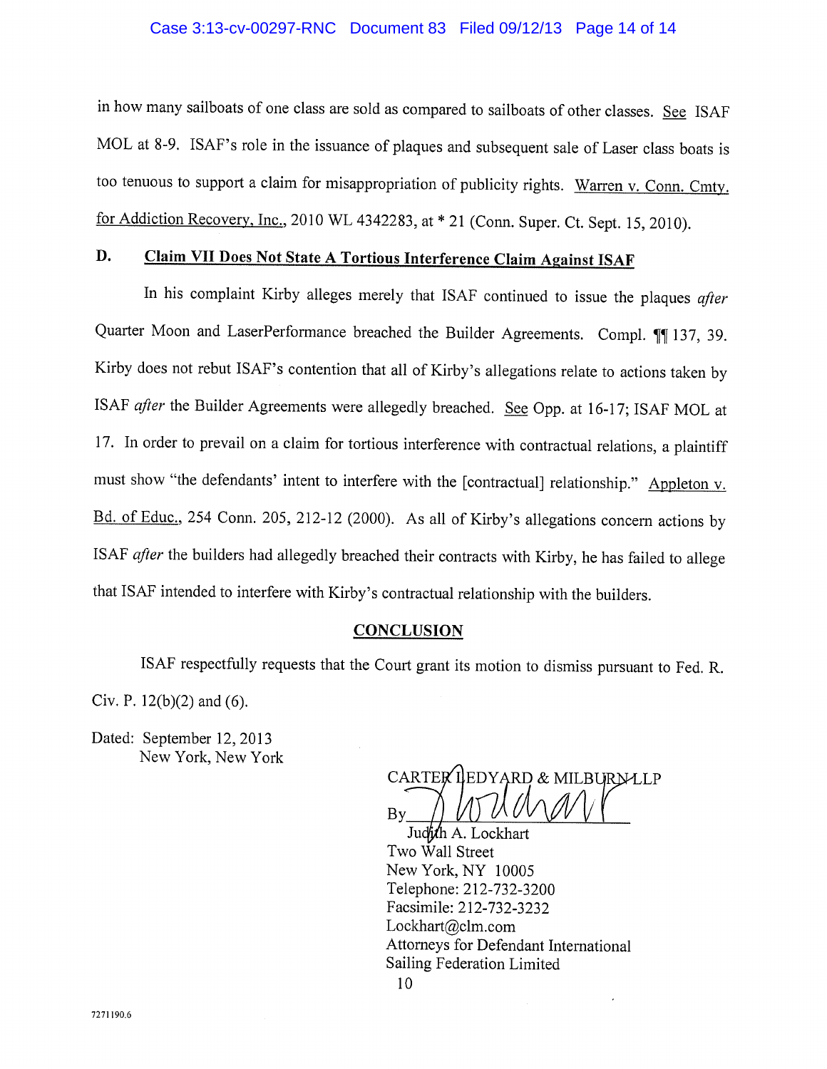in how many sailboats of one class are sold as compared to sailboats of other classes. See ISAF MOL at 8-9. ISAF's role in the issuance of plaques and subsequent sale of Laser class boats is too tenuous to support a claim for misappropriation of publicity rights. Warren v. Conn. Cmty. for Addiction Recovery, Inc., 2010 WL 4342283, at * 21 (Conn. Super. Ct. Sept. 15, 2010).

### D. Claim VII Does Not State A Tortious Interference Claim Against ISAF

In his complaint Kirby alleges merely that ISAF continued to issue the plaques *after* Quarter Moon and LaserPerformance breached the Builder Agreements. Compl. ¶¶ 137, 39. Kirby does not rebut ISAF's contention that all of Kirby's allegations relate to actions taken by ISAF *after* the Builder Agreements were allegedly breached. See Opp. at 16-17; ISAF MOL at 17. In order to prevail on a claim for tortious interference with contractual relations, a plaintiff must show "the defendants' intent to interfere with the [contractual] relationship." Appleton v. Bd. of Educ., 254 Conn. 205, 212-12 (2000). As all of Kirby's allegations concern actions by ISAF *after* the builders had allegedly breached their contracts with Kirby, he has failed to allege that ISAF intended to interfere with Kirby's contractual relationship with the builders.

## CONCLUSION

ISAF respectfully requests that the Court grant its motion to dismiss pursuant to Fed. R. Civ. P. 12(b)(2) and (6).

Dated: September 12, 2013
New York, New York

CARTER LEDYARD & MILBURN LLP

By [signature]
Judith A. Lockhart
Two Wall Street
New York, NY 10005
Telephone: 212-732-3200
Facsimile: 212-732-3232
Lockhart@clm.com
Attorneys for Defendant International Sailing Federation Limited

7271190.6